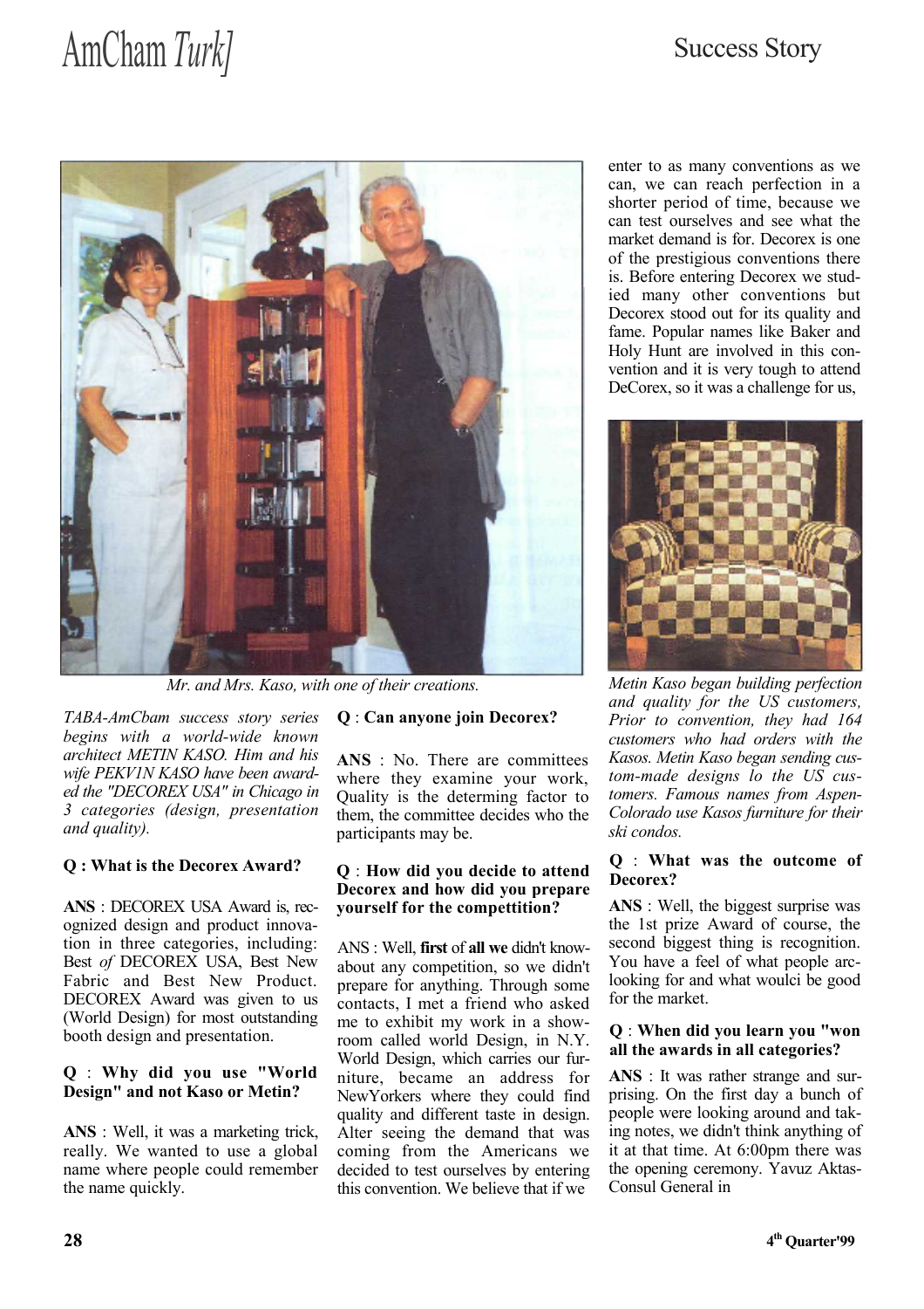Mr. and Mrs. Kaso, with one of their creations.

*TABA-AmCbam success story series begins with a world-wide known architect METIN KASO. Him and his wife PEKV1N KASO have been awarded the "DECOREX USA" in Chicago in 3 categories (design, presentation and quality).*

**Q : What is the Decorex Award?**

**ANS** : DECOREX USA Award is, recognized design and product innovation in three categories, including: Best *of* DECOREX USA, Best New Fabric and Best New Product. DECOREX Award was given to us (World Design) for most outstanding booth design and presentation.

**Q** : **Why did you use "World Design" and not Kaso or Metin?**

**ANS** : Well, it was a marketing trick, really. We wanted to use a global name where people could remember the name quickly.

**Q** : **Can anyone join Decorex?**

**ANS** : No. There are committees where they examine your work, Quality is the determing factor to them, the committee decides who the participants may be.

**Q** : **How did you decide to attend Decorex and how did you prepare yourself for the compettition?**

ANS : Well, **first** of **all we** didn't knowabout any competition, so we didn't prepare for anything. Through some contacts, I met a friend who asked me to exhibit my work in a showroom called world Design, in N.Y. World Design, which carries our furniture, became an address for NewYorkers where they could find quality and different taste in design. Alter seeing the demand that was coming from the Americans we decided to test ourselves by entering this convention. We believe that if we enter to as many conventions as we can, we can reach perfection in a shorter period of time, because we can test ourselves and see what the market demand is for. Decorex is one of the prestigious conventions there is. Before entering Decorex we studied many other conventions but Decorex stood out for its quality and fame. Popular names like Baker and Holy Hunt are involved in this convention and it is very tough to attend DeCorex, so it was a challenge for us,

*Metin Kaso began building perfection and quality for the US customers, Prior to convention, they had 164 customers who had orders with the Kasos. Metin Kaso began sending custom-made designs lo the US customers. Famous names from Aspen-Colorado use Kasos furniture for their ski condos.*

**Q** : **What was the outcome of Decorex?**

**ANS** : Well, the biggest surprise was the 1st prize Award of course, the second biggest thing is recognition. You have a feel of what people arc looking for and what woulci be good for the market.

**Q** : **When did you learn you "won all the awards in all categories?**

**ANS** : It was rather strange and surprising. On the first day a bunch of people were looking around and taking notes, we didn't think anything of it at that time. At 6:00pm there was the opening ceremony. Yavuz Aktas-Consul General in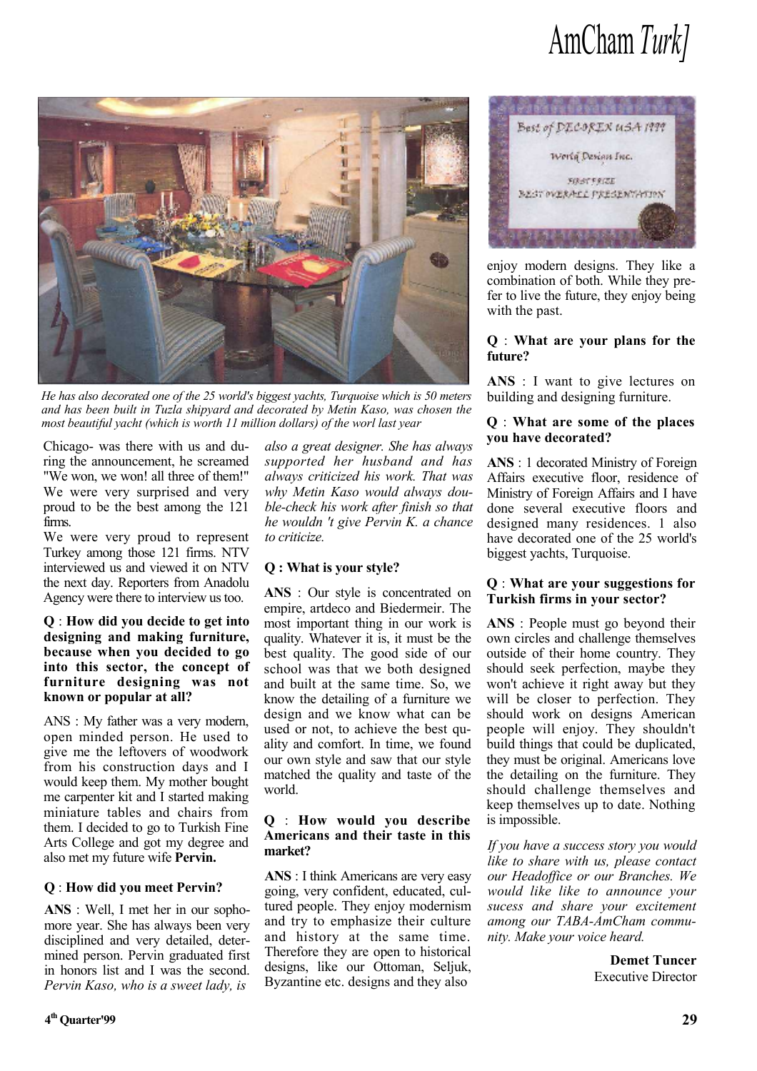*He has also decorated one of the 25 world's biggest yachts, Turquoise which is 50 meters and has been built in Tuzla shipyard and decorated by Metin Kaso, was chosen the most beautiful yacht (which is worth 11 million dollars) of the worl last year*

Chicago- was there with us and during the announcement, he screamed "We won, we won! all three of them!" We were very surprised and very proud to be the best among the 121 firms.

We were very proud to represent Turkey among those 121 firms. NTV interviewed us and viewed it on NTV the next day. Reporters from Anadolu Agency were there to interview us too.

**Q** : **How did you decide to get into designing and making furniture, because when you decided to go into this sector, the concept of furniture designing was not known or popular at all?**

ANS : My father was a very modern, open minded person. He used to give me the leftovers of woodwork from his construction days and I would keep them. My mother bought me carpenter kit and I started making miniature tables and chairs from them. I decided to go to Turkish Fine Arts College and got my degree and also met my future wife **Pervin.**

**Q** : **How did you meet Pervin?**

**ANS** : Well, I met her in our sophomore year. She has always been very disciplined and very detailed, determined person. Pervin graduated first in honors list and I was the second. *Pervin Kaso, who is a sweet lady, is also a great designer. She has always supported her husband and has always criticized his work. That was why Metin Kaso would always double-check his work after finish so that he wouldn 't give Pervin K. a chance to criticize.*

**Q : What is your style?**

**ANS** : Our style is concentrated on empire, artdeco and Biedermeir. The most important thing in our work is quality. Whatever it is, it must be the best quality. The good side of our school was that we both designed and built at the same time. So, we know the detailing of a furniture we design and we know what can be used or not, to achieve the best quality and comfort. In time, we found our own style and saw that our style matched the quality and taste of the world.

**Q** : **How would you describe Americans and their taste in this market?**

**ANS** : I think Americans are very easy going, very confident, educated, cultured people. They enjoy modernism and try to emphasize their culture and history at the same time. Therefore they are open to historical designs, like our Ottoman, Seljuk, Byzantine etc. designs and they also enjoy modern designs. They like a combination of both. While they prefer to live the future, they enjoy being with the past.

Best of DECOREX USA 1999
World Design Inc.
FIRST PRIZE
BEST OVERALL PRESENTATION

**Q** : **What are your plans for the future?**

**ANS** : I want to give lectures on building and designing furniture.

**Q** : **What are some of the places you have decorated?**

**ANS** : 1 decorated Ministry of Foreign Affairs executive floor, residence of Ministry of Foreign Affairs and I have done several executive floors and designed many residences. 1 also have decorated one of the 25 world's biggest yachts, Turquoise.

**Q** : **What are your suggestions for Turkish firms in your sector?**

**ANS** : People must go beyond their own circles and challenge themselves outside of their home country. They should seek perfection, maybe they won't achieve it right away but they will be closer to perfection. They should work on designs American people will enjoy. They shouldn't build things that could be duplicated, they must be original. Americans love the detailing on the furniture. They should challenge themselves and keep themselves up to date. Nothing is impossible.

*If you have a success story you would like to share with us, please contact our Headoffice or our Branches. We would like like to announce your sucess and share your excitement among our TABA-AmCham community. Make your voice heard.*

**Demet Tuncer**
Executive Director